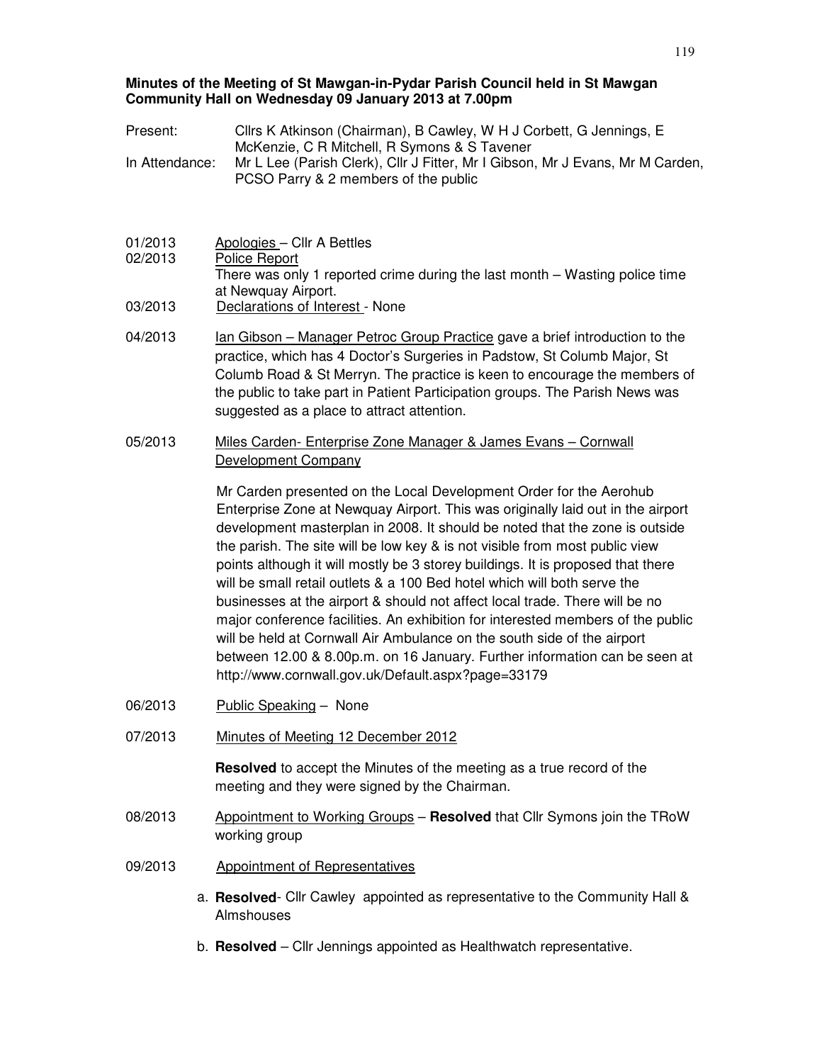**Minutes of the Meeting of St Mawgan-in-Pydar Parish Council held in St Mawgan Community Hall on Wednesday 09 January 2013 at 7.00pm**

Present: Cllrs K Atkinson (Chairman), B Cawley, W H J Corbett, G Jennings, E McKenzie, C R Mitchell, R Symons & S Tavener

In Attendance: Mr L Lee (Parish Clerk), Cllr J Fitter, Mr I Gibson, Mr J Evans, Mr M Carden, PCSO Parry & 2 members of the public

01/2013 Apologies – Cllr A Bettles

02/2013 Police Report

There was only 1 reported crime during the last month – Wasting police time at Newquay Airport.

03/2013 Declarations of Interest - None

04/2013 Ian Gibson – Manager Petroc Group Practice gave a brief introduction to the practice, which has 4 Doctor's Surgeries in Padstow, St Columb Major, St Columb Road & St Merryn. The practice is keen to encourage the members of the public to take part in Patient Participation groups. The Parish News was suggested as a place to attract attention.

05/2013 Miles Carden- Enterprise Zone Manager & James Evans – Cornwall Development Company

Mr Carden presented on the Local Development Order for the Aerohub Enterprise Zone at Newquay Airport. This was originally laid out in the airport development masterplan in 2008. It should be noted that the zone is outside the parish. The site will be low key & is not visible from most public view points although it will mostly be 3 storey buildings. It is proposed that there will be small retail outlets & a 100 Bed hotel which will both serve the businesses at the airport & should not affect local trade. There will be no major conference facilities. An exhibition for interested members of the public will be held at Cornwall Air Ambulance on the south side of the airport between 12.00 & 8.00p.m. on 16 January. Further information can be seen at http://www.cornwall.gov.uk/Default.aspx?page=33179

06/2013 Public Speaking – None

07/2013 Minutes of Meeting 12 December 2012

**Resolved** to accept the Minutes of the meeting as a true record of the meeting and they were signed by the Chairman.

08/2013 Appointment to Working Groups – **Resolved** that Cllr Symons join the TRoW working group

09/2013 Appointment of Representatives

a. **Resolved**- Cllr Cawley appointed as representative to the Community Hall & Almshouses

b. **Resolved** – Cllr Jennings appointed as Healthwatch representative.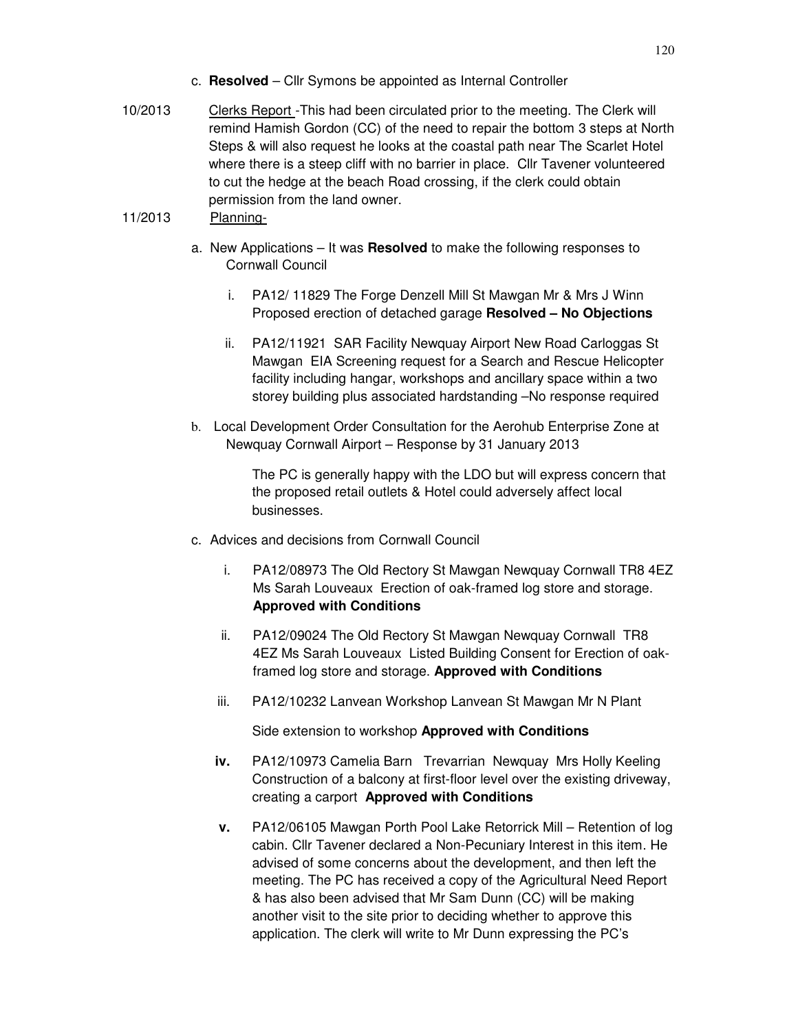c. **Resolved** – Cllr Symons be appointed as Internal Controller

10/2013 Clerks Report -This had been circulated prior to the meeting. The Clerk will remind Hamish Gordon (CC) of the need to repair the bottom 3 steps at North Steps & will also request he looks at the coastal path near The Scarlet Hotel where there is a steep cliff with no barrier in place. Cllr Tavener volunteered to cut the hedge at the beach Road crossing, if the clerk could obtain permission from the land owner.

11/2013 Planning-

a. New Applications – It was **Resolved** to make the following responses to Cornwall Council

   i. PA12/ 11829 The Forge Denzell Mill St Mawgan Mr & Mrs J Winn Proposed erection of detached garage **Resolved – No Objections**

   ii. PA12/11921 SAR Facility Newquay Airport New Road Carloggas St Mawgan EIA Screening request for a Search and Rescue Helicopter facility including hangar, workshops and ancillary space within a two storey building plus associated hardstanding –No response required

b. Local Development Order Consultation for the Aerohub Enterprise Zone at Newquay Cornwall Airport – Response by 31 January 2013

   The PC is generally happy with the LDO but will express concern that the proposed retail outlets & Hotel could adversely affect local businesses.

c. Advices and decisions from Cornwall Council

   i. PA12/08973 The Old Rectory St Mawgan Newquay Cornwall TR8 4EZ Ms Sarah Louveaux Erection of oak-framed log store and storage. **Approved with Conditions**

   ii. PA12/09024 The Old Rectory St Mawgan Newquay Cornwall TR8 4EZ Ms Sarah Louveaux Listed Building Consent for Erection of oak-framed log store and storage. **Approved with Conditions**

   iii. PA12/10232 Lanvean Workshop Lanvean St Mawgan Mr N Plant

   Side extension to workshop **Approved with Conditions**

   **iv.** PA12/10973 Camelia Barn Trevarrian Newquay Mrs Holly Keeling Construction of a balcony at first-floor level over the existing driveway, creating a carport **Approved with Conditions**

   **v.** PA12/06105 Mawgan Porth Pool Lake Retorrick Mill – Retention of log cabin. Cllr Tavener declared a Non-Pecuniary Interest in this item. He advised of some concerns about the development, and then left the meeting. The PC has received a copy of the Agricultural Need Report & has also been advised that Mr Sam Dunn (CC) will be making another visit to the site prior to deciding whether to approve this application. The clerk will write to Mr Dunn expressing the PC's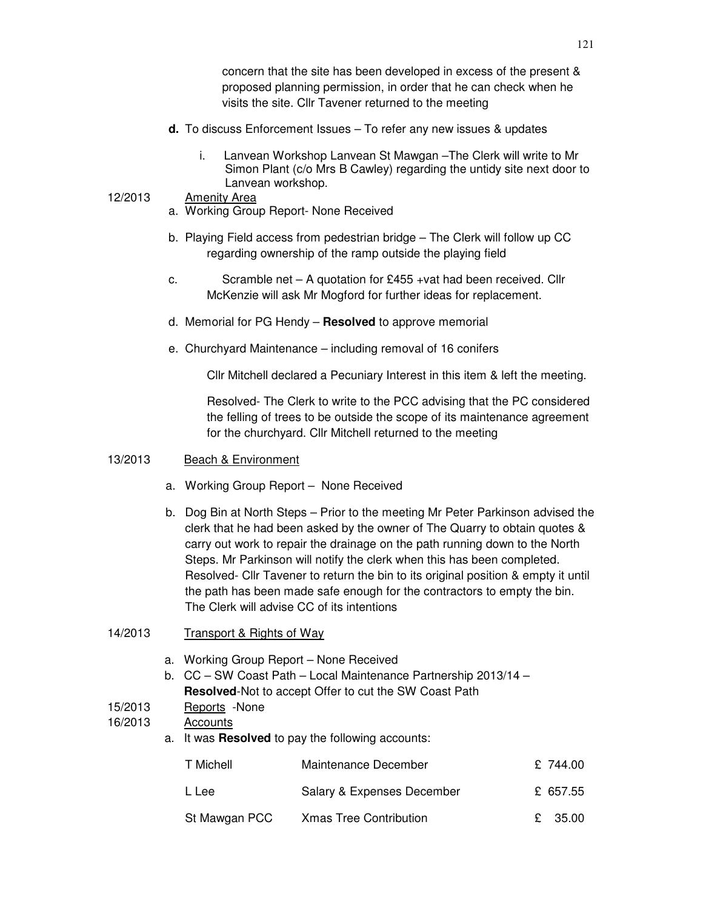concern that the site has been developed in excess of the present & proposed planning permission, in order that he can check when he visits the site. Cllr Tavener returned to the meeting

**d.** To discuss Enforcement Issues – To refer any new issues & updates

i. Lanvean Workshop Lanvean St Mawgan –The Clerk will write to Mr Simon Plant (c/o Mrs B Cawley) regarding the untidy site next door to Lanvean workshop.

12/2013 Amenity Area

a. Working Group Report- None Received

b. Playing Field access from pedestrian bridge – The Clerk will follow up CC regarding ownership of the ramp outside the playing field

c. Scramble net – A quotation for £455 +vat had been received. Cllr McKenzie will ask Mr Mogford for further ideas for replacement.

d. Memorial for PG Hendy – **Resolved** to approve memorial

e. Churchyard Maintenance – including removal of 16 conifers

Cllr Mitchell declared a Pecuniary Interest in this item & left the meeting.

Resolved- The Clerk to write to the PCC advising that the PC considered the felling of trees to be outside the scope of its maintenance agreement for the churchyard. Cllr Mitchell returned to the meeting

13/2013 Beach & Environment

a. Working Group Report – None Received

b. Dog Bin at North Steps – Prior to the meeting Mr Peter Parkinson advised the clerk that he had been asked by the owner of The Quarry to obtain quotes & carry out work to repair the drainage on the path running down to the North Steps. Mr Parkinson will notify the clerk when this has been completed. Resolved- Cllr Tavener to return the bin to its original position & empty it until the path has been made safe enough for the contractors to empty the bin. The Clerk will advise CC of its intentions

14/2013 Transport & Rights of Way

a. Working Group Report – None Received

b. CC – SW Coast Path – Local Maintenance Partnership 2013/14 – **Resolved**-Not to accept Offer to cut the SW Coast Path

15/2013 Reports -None

16/2013 Accounts

a. It was **Resolved** to pay the following accounts:

| | | |
|---|---|---|
| T Michell | Maintenance December | £ 744.00 |
| L Lee | Salary & Expenses December | £ 657.55 |
| St Mawgan PCC | Xmas Tree Contribution | £ 35.00 |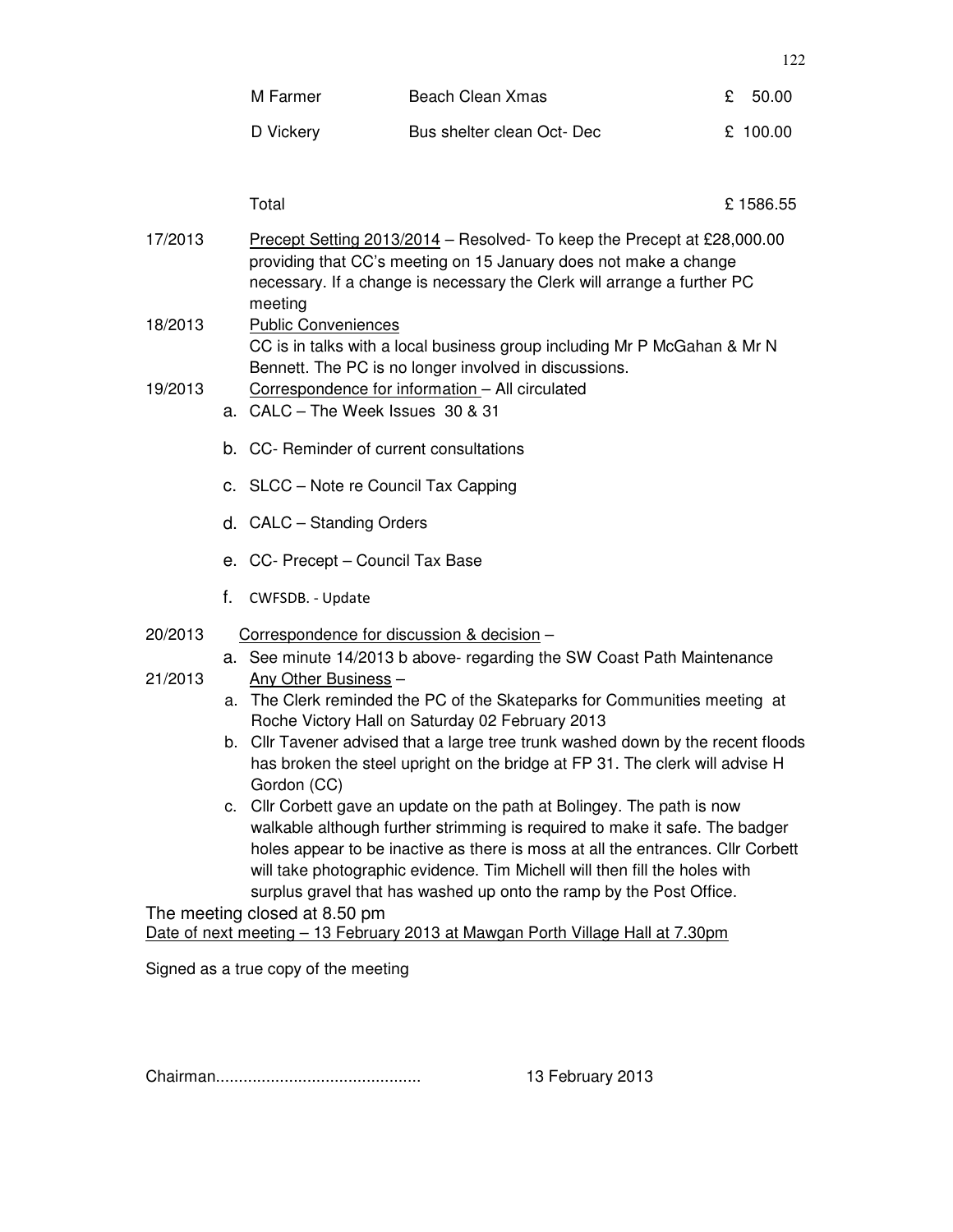| | | |
|---|---|---|
| M Farmer | Beach Clean Xmas | £ 50.00 |
| D Vickery | Bus shelter clean Oct- Dec | £ 100.00 |
| | | |
| Total | | £ 1586.55 |

17/2013 Precept Setting 2013/2014 – Resolved- To keep the Precept at £28,000.00 providing that CC's meeting on 15 January does not make a change necessary. If a change is necessary the Clerk will arrange a further PC meeting

18/2013 Public Conveniences

CC is in talks with a local business group including Mr P McGahan & Mr N Bennett. The PC is no longer involved in discussions.

19/2013 Correspondence for information – All circulated

a. CALC – The Week Issues 30 & 31

b. CC- Reminder of current consultations

c. SLCC – Note re Council Tax Capping

d. CALC – Standing Orders

e. CC- Precept – Council Tax Base

f. CWFSDB. - Update

20/2013 Correspondence for discussion & decision –

a. See minute 14/2013 b above- regarding the SW Coast Path Maintenance

21/2013 Any Other Business –

a. The Clerk reminded the PC of the Skateparks for Communities meeting at Roche Victory Hall on Saturday 02 February 2013

b. Cllr Tavener advised that a large tree trunk washed down by the recent floods has broken the steel upright on the bridge at FP 31. The clerk will advise H Gordon (CC)

c. Cllr Corbett gave an update on the path at Bolingey. The path is now walkable although further strimming is required to make it safe. The badger holes appear to be inactive as there is moss at all the entrances. Cllr Corbett will take photographic evidence. Tim Michell will then fill the holes with surplus gravel that has washed up onto the ramp by the Post Office.

The meeting closed at 8.50 pm

Date of next meeting – 13 February 2013 at Mawgan Porth Village Hall at 7.30pm

Signed as a true copy of the meeting

Chairman............................................. 13 February 2013